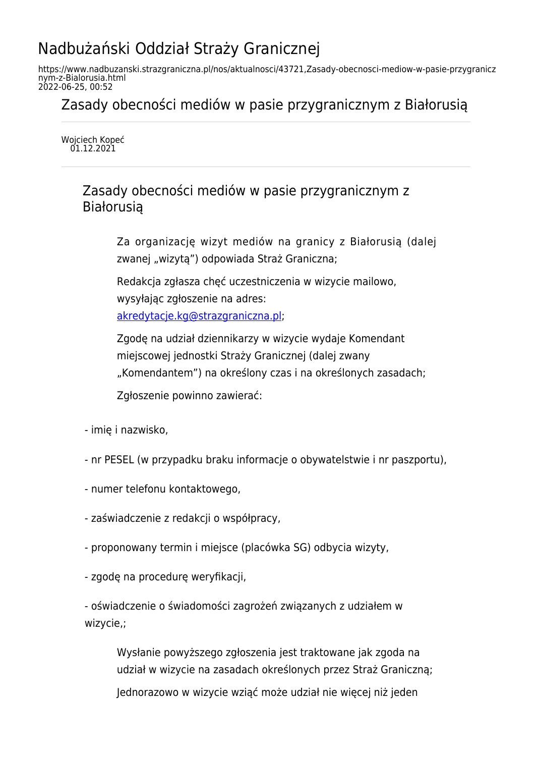# Nadbużański Oddział Straży Granicznej

https://www.nadbuzanski.strazgraniczna.pl/nos/aktualnosci/43721,Zasady-obecnosci-mediow-w-pasie-przygranicznym-z-Bialorusia.html
2022-06-25, 00:52

## Zasady obecności mediów w pasie przygranicznym z Białorusią

Wojciech Kopeć
01.12.2021

### Zasady obecności mediów w pasie przygranicznym z Białorusią

Za organizację wizyt mediów na granicy z Białorusią (dalej zwanej „wizytą") odpowiada Straż Graniczna;

Redakcja zgłasza chęć uczestniczenia w wizycie mailowo, wysyłając zgłoszenie na adres: [akredytacje.kg@strazgraniczna.pl](mailto:akredytacje.kg@strazgraniczna.pl);

Zgodę na udział dziennikarzy w wizycie wydaje Komendant miejscowej jednostki Straży Granicznej (dalej zwany „Komendantem") na określony czas i na określonych zasadach;

Zgłoszenie powinno zawierać:

- imię i nazwisko,
- nr PESEL (w przypadku braku informacje o obywatelstwie i nr paszportu),
- numer telefonu kontaktowego,
- zaświadczenie z redakcji o współpracy,
- proponowany termin i miejsce (placówka SG) odbycia wizyty,
- zgodę na procedurę weryfikacji,
- oświadczenie o świadomości zagrożeń związanych z udziałem w wizycie,;

Wysłanie powyższego zgłoszenia jest traktowane jak zgoda na udział w wizycie na zasadach określonych przez Straż Graniczną;

Jednorazowo w wizycie wziąć może udział nie więcej niż jeden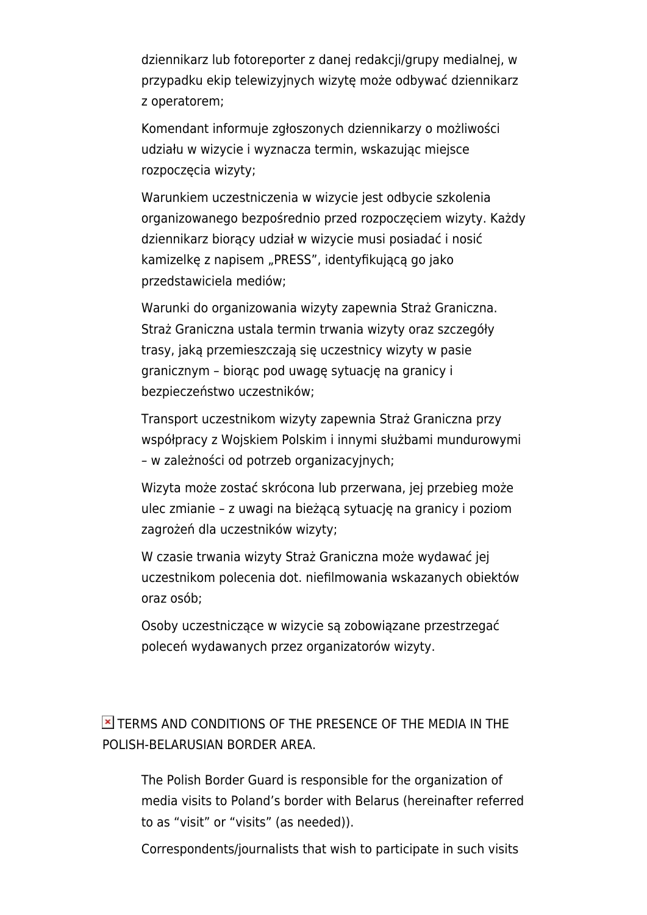dziennikarz lub fotoreporter z danej redakcji/grupy medialnej, w przypadku ekip telewizyjnych wizytę może odbywać dziennikarz z operatorem;

Komendant informuje zgłoszonych dziennikarzy o możliwości udziału w wizycie i wyznacza termin, wskazując miejsce rozpoczęcia wizyty;

Warunkiem uczestniczenia w wizycie jest odbycie szkolenia organizowanego bezpośrednio przed rozpoczęciem wizyty. Każdy dziennikarz biorący udział w wizycie musi posiadać i nosić kamizelkę z napisem „PRESS", identyfikującą go jako przedstawiciela mediów;

Warunki do organizowania wizyty zapewnia Straż Graniczna. Straż Graniczna ustala termin trwania wizyty oraz szczegóły trasy, jaką przemieszczają się uczestnicy wizyty w pasie granicznym – biorąc pod uwagę sytuację na granicy i bezpieczeństwo uczestników;

Transport uczestnikom wizyty zapewnia Straż Graniczna przy współpracy z Wojskiem Polskim i innymi służbami mundurowymi – w zależności od potrzeb organizacyjnych;

Wizyta może zostać skrócona lub przerwana, jej przebieg może ulec zmianie – z uwagi na bieżącą sytuację na granicy i poziom zagrożeń dla uczestników wizyty;

W czasie trwania wizyty Straż Graniczna może wydawać jej uczestnikom polecenia dot. niefilmowania wskazanych obiektów oraz osób;

Osoby uczestniczące w wizycie są zobowiązane przestrzegać poleceń wydawanych przez organizatorów wizyty.

## TERMS AND CONDITIONS OF THE PRESENCE OF THE MEDIA IN THE POLISH-BELARUSIAN BORDER AREA.

The Polish Border Guard is responsible for the organization of media visits to Poland's border with Belarus (hereinafter referred to as "visit" or "visits" (as needed)).

Correspondents/journalists that wish to participate in such visits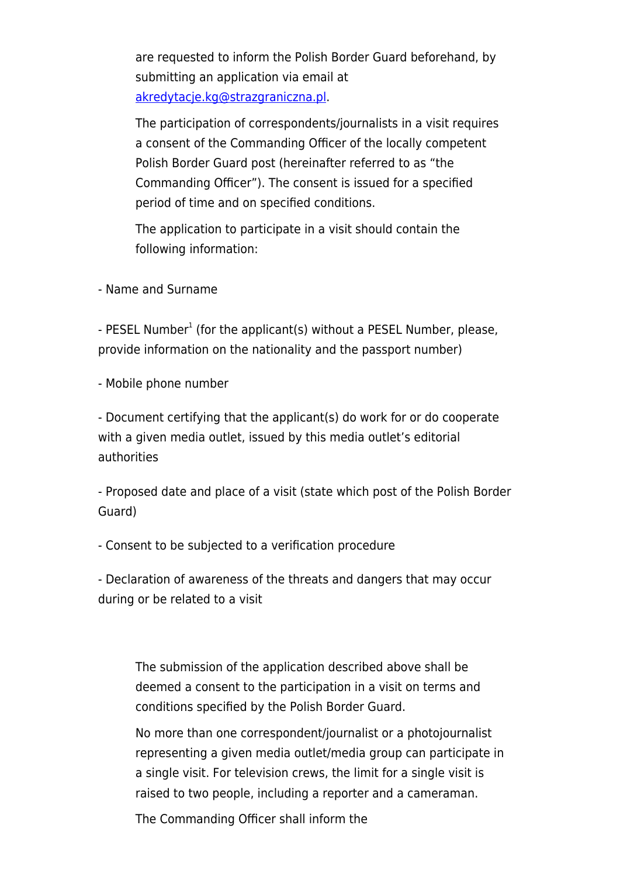are requested to inform the Polish Border Guard beforehand, by submitting an application via email at [akredytacje.kg@strazgraniczna.pl](mailto:akredytacje.kg@strazgraniczna.pl).

The participation of correspondents/journalists in a visit requires a consent of the Commanding Officer of the locally competent Polish Border Guard post (hereinafter referred to as "the Commanding Officer"). The consent is issued for a specified period of time and on specified conditions.

The application to participate in a visit should contain the following information:

- Name and Surname
- PESEL Number[1] (for the applicant(s) without a PESEL Number, please, provide information on the nationality and the passport number)
- Mobile phone number
- Document certifying that the applicant(s) do work for or do cooperate with a given media outlet, issued by this media outlet's editorial authorities
- Proposed date and place of a visit (state which post of the Polish Border Guard)
- Consent to be subjected to a verification procedure
- Declaration of awareness of the threats and dangers that may occur during or be related to a visit

The submission of the application described above shall be deemed a consent to the participation in a visit on terms and conditions specified by the Polish Border Guard.

No more than one correspondent/journalist or a photojournalist representing a given media outlet/media group can participate in a single visit. For television crews, the limit for a single visit is raised to two people, including a reporter and a cameraman.

The Commanding Officer shall inform the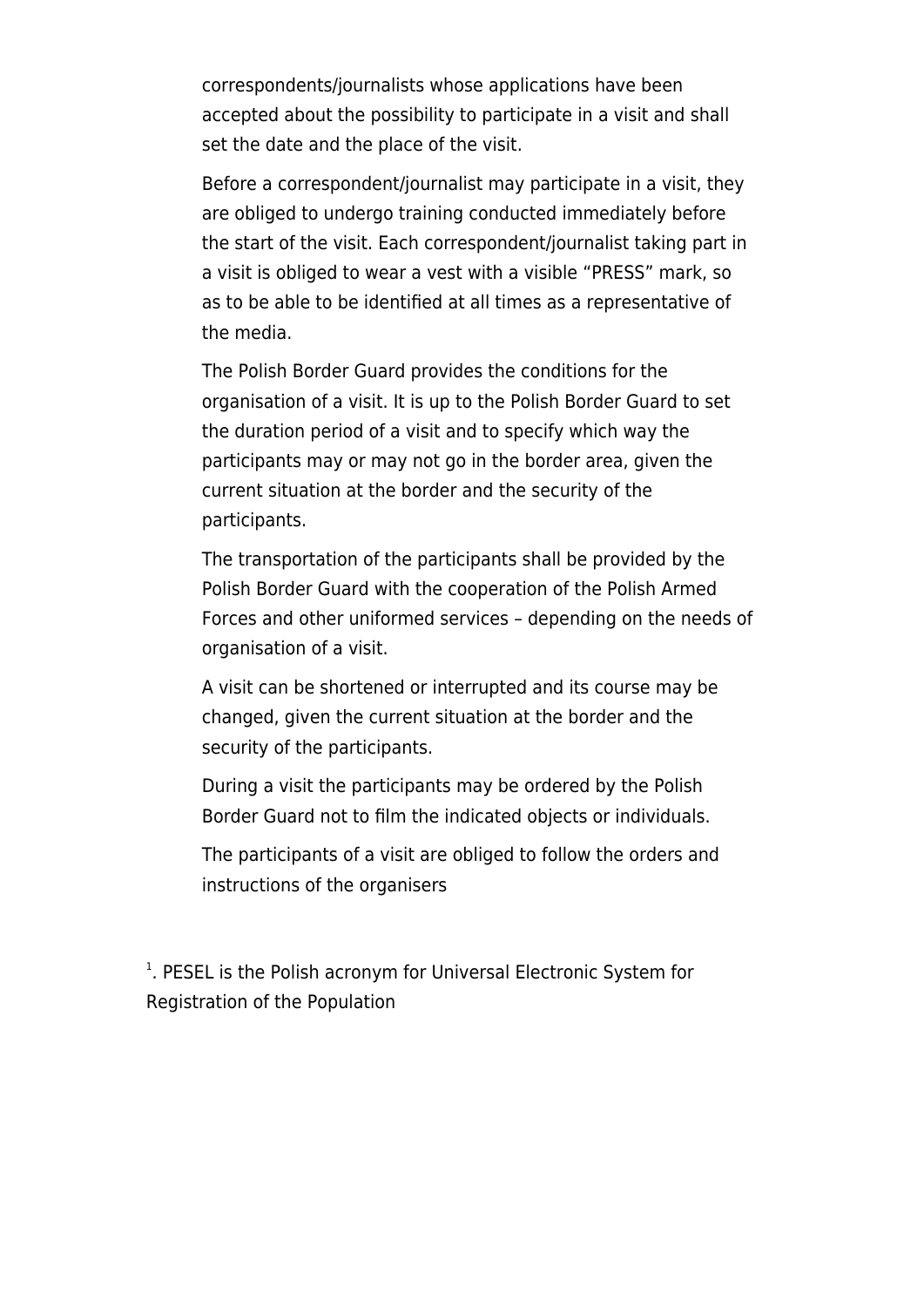correspondents/journalists whose applications have been accepted about the possibility to participate in a visit and shall set the date and the place of the visit.

Before a correspondent/journalist may participate in a visit, they are obliged to undergo training conducted immediately before the start of the visit. Each correspondent/journalist taking part in a visit is obliged to wear a vest with a visible "PRESS" mark, so as to be able to be identified at all times as a representative of the media.

The Polish Border Guard provides the conditions for the organisation of a visit. It is up to the Polish Border Guard to set the duration period of a visit and to specify which way the participants may or may not go in the border area, given the current situation at the border and the security of the participants.

The transportation of the participants shall be provided by the Polish Border Guard with the cooperation of the Polish Armed Forces and other uniformed services – depending on the needs of organisation of a visit.

A visit can be shortened or interrupted and its course may be changed, given the current situation at the border and the security of the participants.

During a visit the participants may be ordered by the Polish Border Guard not to film the indicated objects or individuals.

The participants of a visit are obliged to follow the orders and instructions of the organisers

[1]. PESEL is the Polish acronym for Universal Electronic System for Registration of the Population